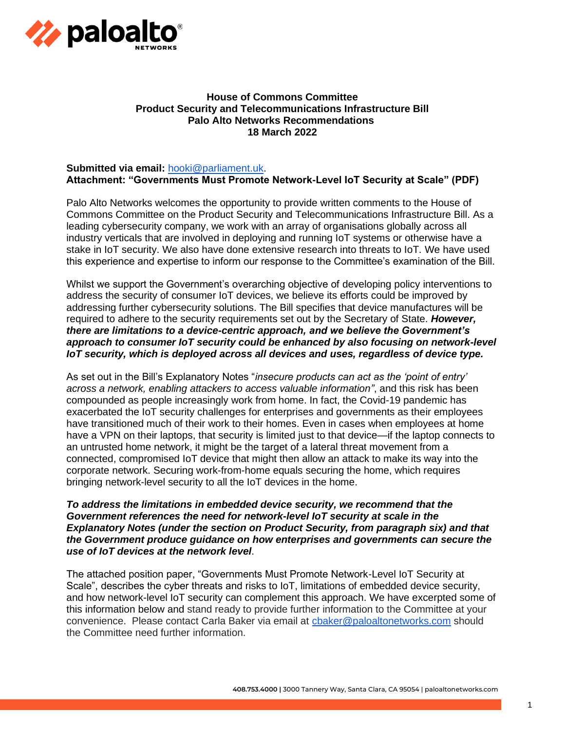**House of Commons Committee**
**Product Security and Telecommunications Infrastructure Bill**
**Palo Alto Networks Recommendations**
**18 March 2022**

**Submitted via email:** [hooki@parliament.uk](mailto:hooki@parliament.uk).
**Attachment: "Governments Must Promote Network-Level IoT Security at Scale" (PDF)**

Palo Alto Networks welcomes the opportunity to provide written comments to the House of Commons Committee on the Product Security and Telecommunications Infrastructure Bill. As a leading cybersecurity company, we work with an array of organisations globally across all industry verticals that are involved in deploying and running IoT systems or otherwise have a stake in IoT security. We also have done extensive research into threats to IoT. We have used this experience and expertise to inform our response to the Committee's examination of the Bill.

Whilst we support the Government's overarching objective of developing policy interventions to address the security of consumer IoT devices, we believe its efforts could be improved by addressing further cybersecurity solutions. The Bill specifies that device manufactures will be required to adhere to the security requirements set out by the Secretary of State. ***However, there are limitations to a device-centric approach, and we believe the Government's approach to consumer IoT security could be enhanced by also focusing on network-level IoT security, which is deployed across all devices and uses, regardless of device type.***

As set out in the Bill's Explanatory Notes "*insecure products can act as the 'point of entry' across a network, enabling attackers to access valuable information"*, and this risk has been compounded as people increasingly work from home. In fact, the Covid-19 pandemic has exacerbated the IoT security challenges for enterprises and governments as their employees have transitioned much of their work to their homes. Even in cases when employees at home have a VPN on their laptops, that security is limited just to that device—if the laptop connects to an untrusted home network, it might be the target of a lateral threat movement from a connected, compromised IoT device that might then allow an attack to make its way into the corporate network. Securing work-from-home equals securing the home, which requires bringing network-level security to all the IoT devices in the home.

***To address the limitations in embedded device security, we recommend that the Government references the need for network-level IoT security at scale in the Explanatory Notes (under the section on Product Security, from paragraph six) and that the Government produce guidance on how enterprises and governments can secure the use of IoT devices at the network level***.

The attached position paper, "Governments Must Promote Network-Level IoT Security at Scale", describes the cyber threats and risks to IoT, limitations of embedded device security, and how network-level IoT security can complement this approach. We have excerpted some of this information below and stand ready to provide further information to the Committee at your convenience. Please contact Carla Baker via email at [cbaker@paloaltonetworks.com](mailto:cbaker@paloaltonetworks.com) should the Committee need further information.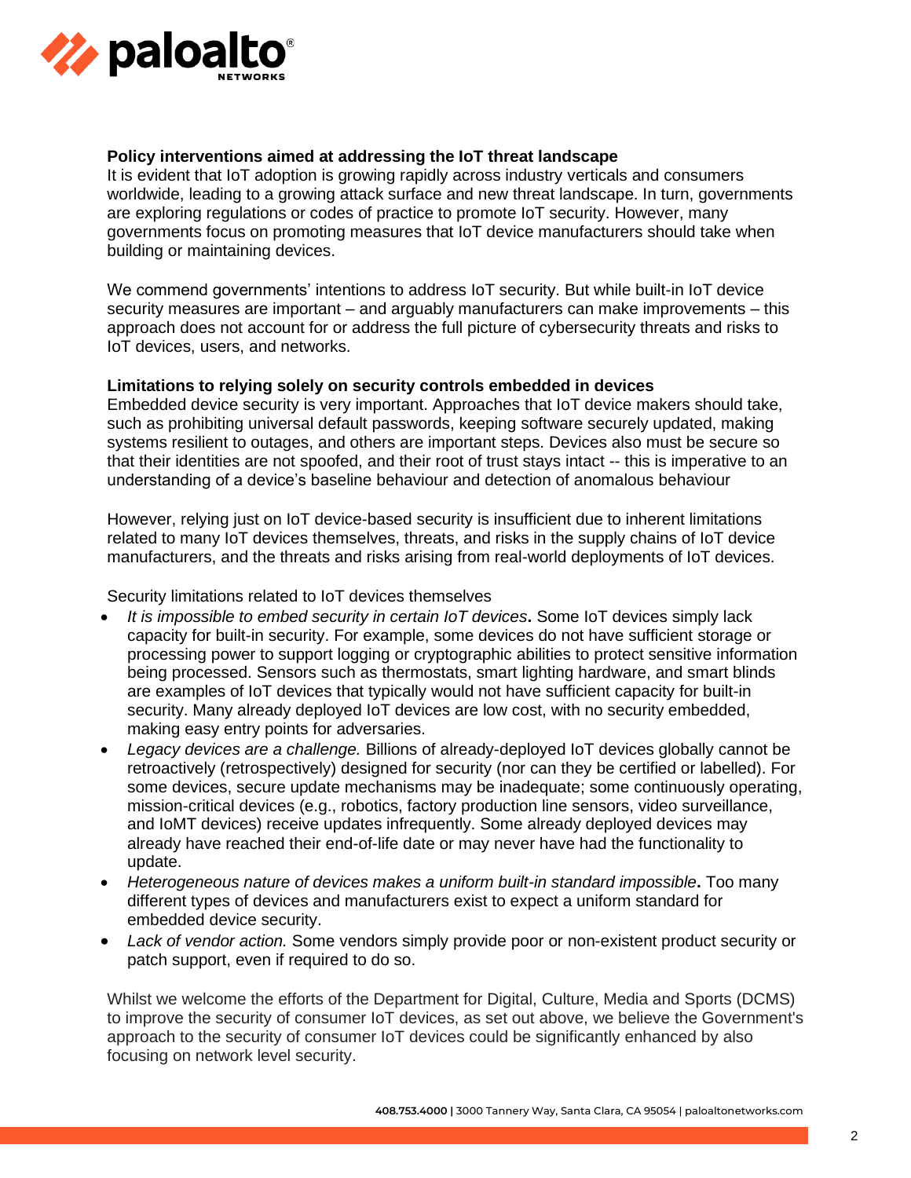**Policy interventions aimed at addressing the IoT threat landscape**
It is evident that IoT adoption is growing rapidly across industry verticals and consumers worldwide, leading to a growing attack surface and new threat landscape. In turn, governments are exploring regulations or codes of practice to promote IoT security. However, many governments focus on promoting measures that IoT device manufacturers should take when building or maintaining devices.

We commend governments' intentions to address IoT security. But while built-in IoT device security measures are important – and arguably manufacturers can make improvements – this approach does not account for or address the full picture of cybersecurity threats and risks to IoT devices, users, and networks.

**Limitations to relying solely on security controls embedded in devices**
Embedded device security is very important. Approaches that IoT device makers should take, such as prohibiting universal default passwords, keeping software securely updated, making systems resilient to outages, and others are important steps. Devices also must be secure so that their identities are not spoofed, and their root of trust stays intact -- this is imperative to an understanding of a device's baseline behaviour and detection of anomalous behaviour

However, relying just on IoT device-based security is insufficient due to inherent limitations related to many IoT devices themselves, threats, and risks in the supply chains of IoT device manufacturers, and the threats and risks arising from real-world deployments of IoT devices.

Security limitations related to IoT devices themselves

- *It is impossible to embed security in certain IoT devices***.** Some IoT devices simply lack capacity for built-in security. For example, some devices do not have sufficient storage or processing power to support logging or cryptographic abilities to protect sensitive information being processed. Sensors such as thermostats, smart lighting hardware, and smart blinds are examples of IoT devices that typically would not have sufficient capacity for built-in security. Many already deployed IoT devices are low cost, with no security embedded, making easy entry points for adversaries.
- *Legacy devices are a challenge.* Billions of already-deployed IoT devices globally cannot be retroactively (retrospectively) designed for security (nor can they be certified or labelled). For some devices, secure update mechanisms may be inadequate; some continuously operating, mission-critical devices (e.g., robotics, factory production line sensors, video surveillance, and IoMT devices) receive updates infrequently. Some already deployed devices may already have reached their end-of-life date or may never have had the functionality to update.
- *Heterogeneous nature of devices makes a uniform built-in standard impossible***.** Too many different types of devices and manufacturers exist to expect a uniform standard for embedded device security.
- *Lack of vendor action.* Some vendors simply provide poor or non-existent product security or patch support, even if required to do so.

Whilst we welcome the efforts of the Department for Digital, Culture, Media and Sports (DCMS) to improve the security of consumer IoT devices, as set out above, we believe the Government's approach to the security of consumer IoT devices could be significantly enhanced by also focusing on network level security.